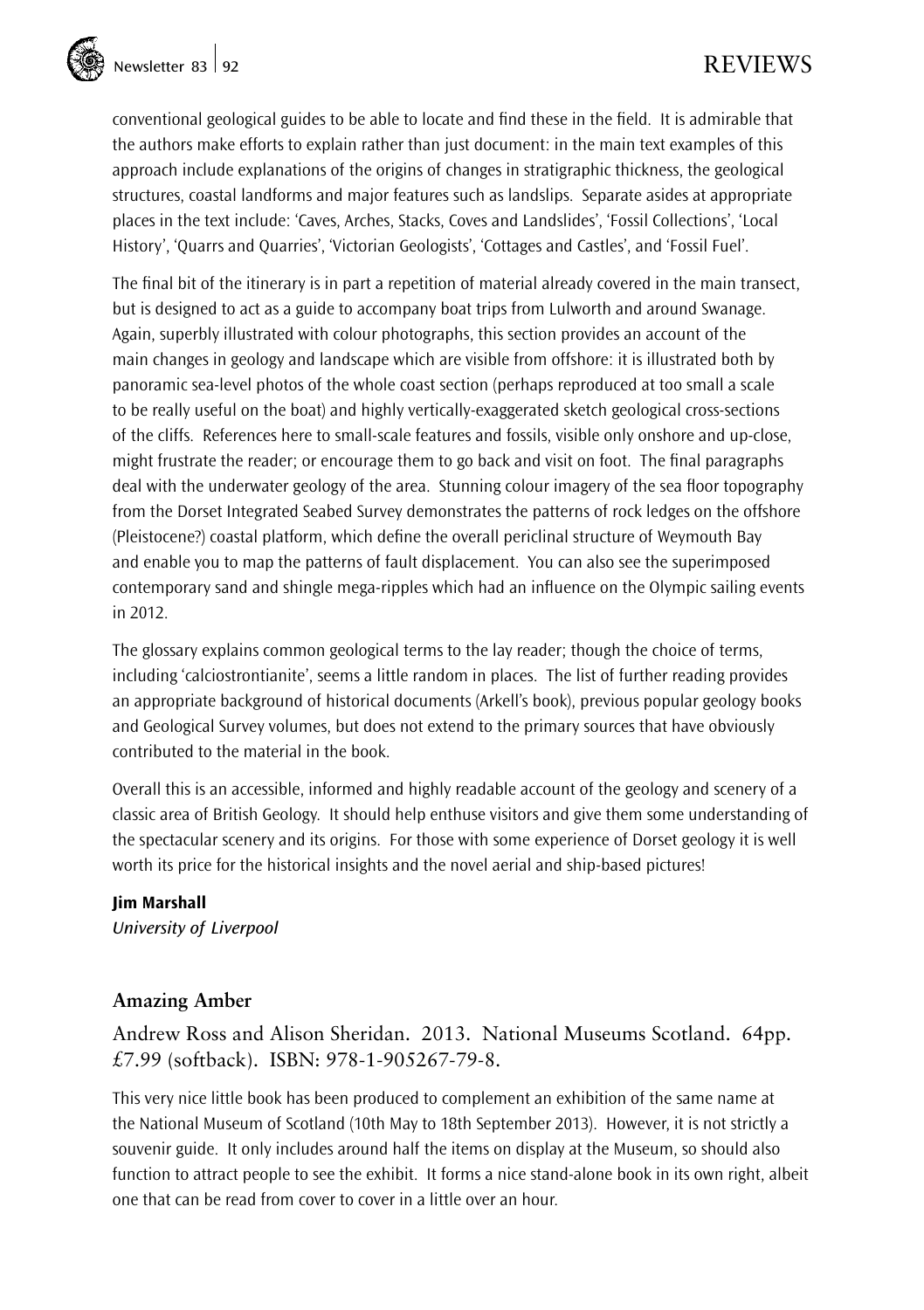conventional geological guides to be able to locate and find these in the field. It is admirable that the authors make efforts to explain rather than just document: in the main text examples of this approach include explanations of the origins of changes in stratigraphic thickness, the geological structures, coastal landforms and major features such as landslips. Separate asides at appropriate places in the text include: 'Caves, Arches, Stacks, Coves and Landslides', 'Fossil Collections', 'Local History', 'Quarrs and Quarries', 'Victorian Geologists', 'Cottages and Castles', and 'Fossil Fuel'.

The final bit of the itinerary is in part a repetition of material already covered in the main transect, but is designed to act as a guide to accompany boat trips from Lulworth and around Swanage. Again, superbly illustrated with colour photographs, this section provides an account of the main changes in geology and landscape which are visible from offshore: it is illustrated both by panoramic sea-level photos of the whole coast section (perhaps reproduced at too small a scale to be really useful on the boat) and highly vertically-exaggerated sketch geological cross-sections of the cliffs. References here to small-scale features and fossils, visible only onshore and up-close, might frustrate the reader; or encourage them to go back and visit on foot. The final paragraphs deal with the underwater geology of the area. Stunning colour imagery of the sea floor topography from the Dorset Integrated Seabed Survey demonstrates the patterns of rock ledges on the offshore (Pleistocene?) coastal platform, which define the overall periclinal structure of Weymouth Bay and enable you to map the patterns of fault displacement. You can also see the superimposed contemporary sand and shingle mega-ripples which had an influence on the Olympic sailing events in 2012.

The glossary explains common geological terms to the lay reader; though the choice of terms, including 'calciostrontianite', seems a little random in places. The list of further reading provides an appropriate background of historical documents (Arkell's book), previous popular geology books and Geological Survey volumes, but does not extend to the primary sources that have obviously contributed to the material in the book.

Overall this is an accessible, informed and highly readable account of the geology and scenery of a classic area of British Geology. It should help enthuse visitors and give them some understanding of the spectacular scenery and its origins. For those with some experience of Dorset geology it is well worth its price for the historical insights and the novel aerial and ship-based pictures!

**Jim Marshall**
*University of Liverpool*

## Amazing Amber

Andrew Ross and Alison Sheridan. 2013. National Museums Scotland. 64pp. £7.99 (softback). ISBN: 978-1-905267-79-8.

This very nice little book has been produced to complement an exhibition of the same name at the National Museum of Scotland (10th May to 18th September 2013). However, it is not strictly a souvenir guide. It only includes around half the items on display at the Museum, so should also function to attract people to see the exhibit. It forms a nice stand-alone book in its own right, albeit one that can be read from cover to cover in a little over an hour.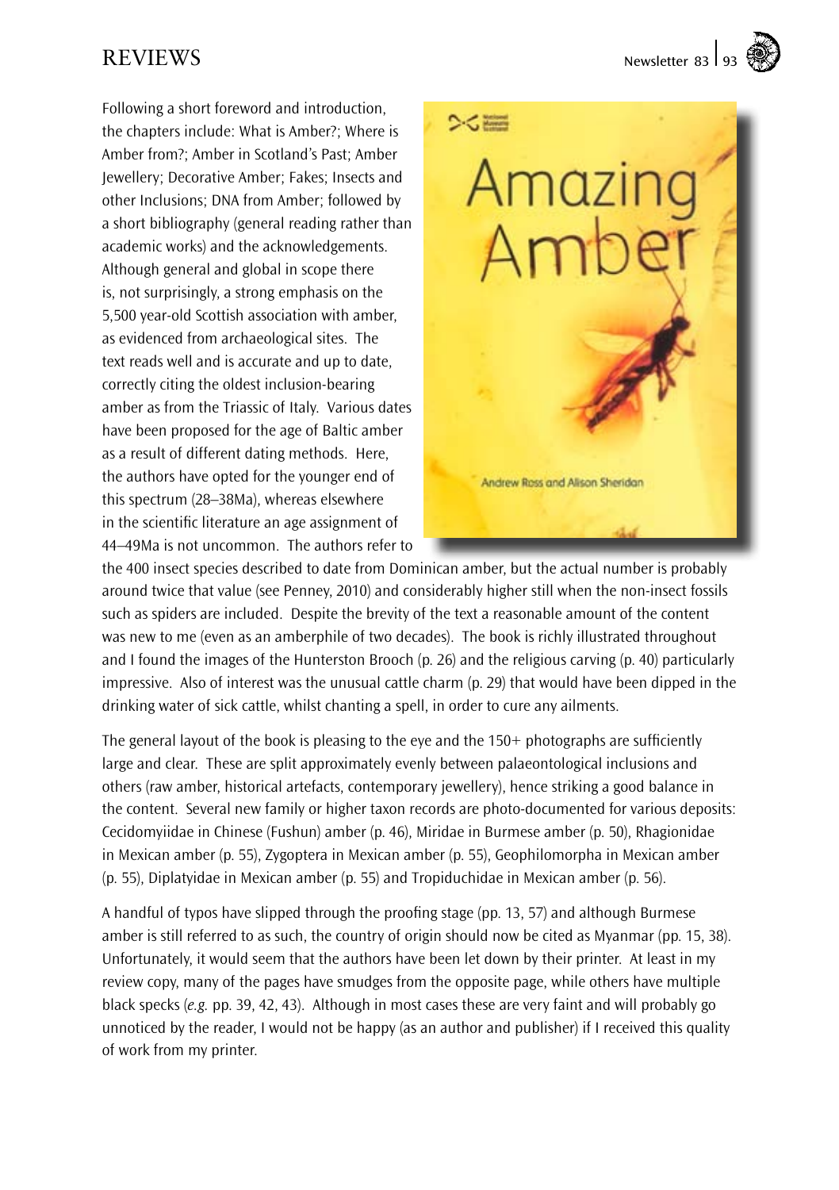Following a short foreword and introduction, the chapters include: What is Amber?; Where is Amber from?; Amber in Scotland's Past; Amber Jewellery; Decorative Amber; Fakes; Insects and other Inclusions; DNA from Amber; followed by a short bibliography (general reading rather than academic works) and the acknowledgements. Although general and global in scope there is, not surprisingly, a strong emphasis on the 5,500 year-old Scottish association with amber, as evidenced from archaeological sites. The text reads well and is accurate and up to date, correctly citing the oldest inclusion-bearing amber as from the Triassic of Italy. Various dates have been proposed for the age of Baltic amber as a result of different dating methods. Here, the authors have opted for the younger end of this spectrum (28–38Ma), whereas elsewhere in the scientific literature an age assignment of 44–49Ma is not uncommon. The authors refer to the 400 insect species described to date from Dominican amber, but the actual number is probably around twice that value (see Penney, 2010) and considerably higher still when the non-insect fossils such as spiders are included. Despite the brevity of the text a reasonable amount of the content was new to me (even as an amberphile of two decades). The book is richly illustrated throughout and I found the images of the Hunterston Brooch (p. 26) and the religious carving (p. 40) particularly impressive. Also of interest was the unusual cattle charm (p. 29) that would have been dipped in the drinking water of sick cattle, whilst chanting a spell, in order to cure any ailments.

The general layout of the book is pleasing to the eye and the 150+ photographs are sufficiently large and clear. These are split approximately evenly between palaeontological inclusions and others (raw amber, historical artefacts, contemporary jewellery), hence striking a good balance in the content. Several new family or higher taxon records are photo-documented for various deposits: Cecidomyiidae in Chinese (Fushun) amber (p. 46), Miridae in Burmese amber (p. 50), Rhagionidae in Mexican amber (p. 55), Zygoptera in Mexican amber (p. 55), Geophilomorpha in Mexican amber (p. 55), Diplatyidae in Mexican amber (p. 55) and Tropiduchidae in Mexican amber (p. 56).

A handful of typos have slipped through the proofing stage (pp. 13, 57) and although Burmese amber is still referred to as such, the country of origin should now be cited as Myanmar (pp. 15, 38). Unfortunately, it would seem that the authors have been let down by their printer. At least in my review copy, many of the pages have smudges from the opposite page, while others have multiple black specks (*e.g.* pp. 39, 42, 43). Although in most cases these are very faint and will probably go unnoticed by the reader, I would not be happy (as an author and publisher) if I received this quality of work from my printer.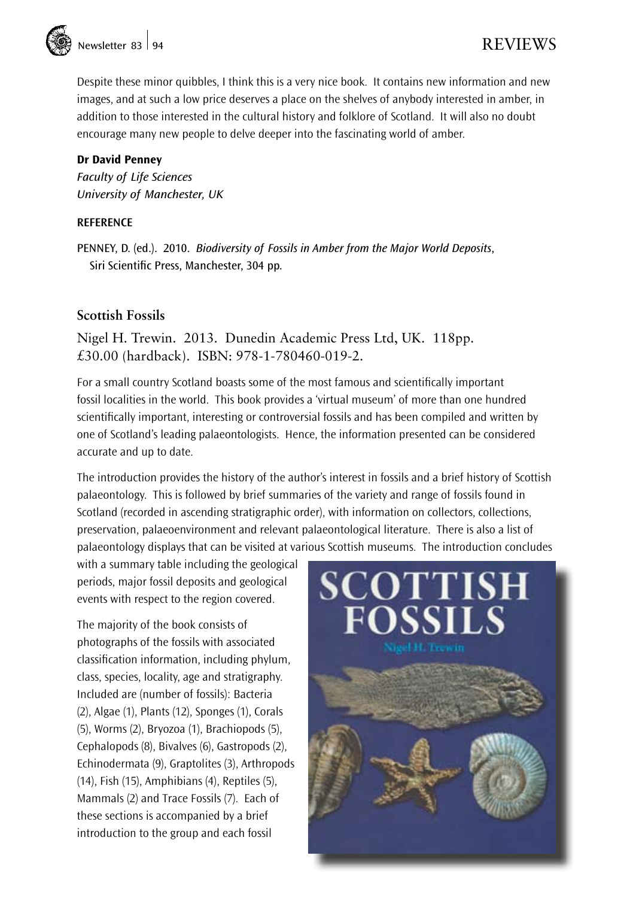Despite these minor quibbles, I think this is a very nice book. It contains new information and new images, and at such a low price deserves a place on the shelves of anybody interested in amber, in addition to those interested in the cultural history and folklore of Scotland. It will also no doubt encourage many new people to delve deeper into the fascinating world of amber.

**Dr David Penney**
*Faculty of Life Sciences*
*University of Manchester, UK*

**REFERENCE**

PENNEY, D. (ed.). 2010. *Biodiversity of Fossils in Amber from the Major World Deposits*, Siri Scientific Press, Manchester, 304 pp.

## Scottish Fossils

Nigel H. Trewin. 2013. Dunedin Academic Press Ltd, UK. 118pp. £30.00 (hardback). ISBN: 978-1-780460-019-2.

For a small country Scotland boasts some of the most famous and scientifically important fossil localities in the world. This book provides a 'virtual museum' of more than one hundred scientifically important, interesting or controversial fossils and has been compiled and written by one of Scotland's leading palaeontologists. Hence, the information presented can be considered accurate and up to date.

The introduction provides the history of the author's interest in fossils and a brief history of Scottish palaeontology. This is followed by brief summaries of the variety and range of fossils found in Scotland (recorded in ascending stratigraphic order), with information on collectors, collections, preservation, palaeoenvironment and relevant palaeontological literature. There is also a list of palaeontology displays that can be visited at various Scottish museums. The introduction concludes with a summary table including the geological periods, major fossil deposits and geological events with respect to the region covered.

The majority of the book consists of photographs of the fossils with associated classification information, including phylum, class, species, locality, age and stratigraphy. Included are (number of fossils): Bacteria (2), Algae (1), Plants (12), Sponges (1), Corals (5), Worms (2), Bryozoa (1), Brachiopods (5), Cephalopods (8), Bivalves (6), Gastropods (2), Echinodermata (9), Graptolites (3), Arthropods (14), Fish (15), Amphibians (4), Reptiles (5), Mammals (2) and Trace Fossils (7). Each of these sections is accompanied by a brief introduction to the group and each fossil